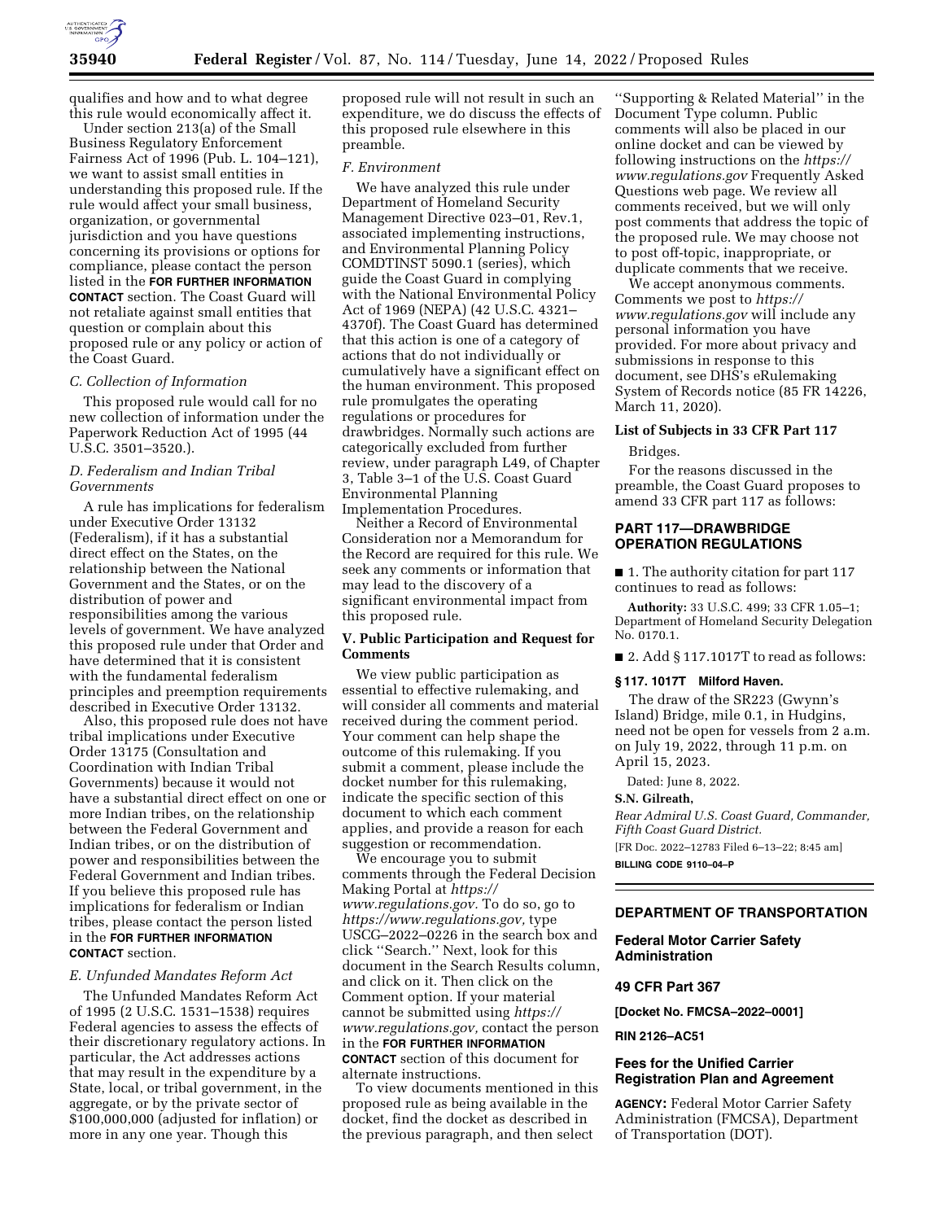qualifies and how and to what degree this rule would economically affect it.

Under section 213(a) of the Small Business Regulatory Enforcement Fairness Act of 1996 (Pub. L. 104–121), we want to assist small entities in understanding this proposed rule. If the rule would affect your small business, organization, or governmental jurisdiction and you have questions concerning its provisions or options for compliance, please contact the person listed in the **FOR FURTHER INFORMATION CONTACT** section. The Coast Guard will not retaliate against small entities that question or complain about this proposed rule or any policy or action of the Coast Guard.

### *C. Collection of Information*

This proposed rule would call for no new collection of information under the Paperwork Reduction Act of 1995 (44 U.S.C. 3501–3520.).

### *D. Federalism and Indian Tribal Governments*

A rule has implications for federalism under Executive Order 13132 (Federalism), if it has a substantial direct effect on the States, on the relationship between the National Government and the States, or on the distribution of power and responsibilities among the various levels of government. We have analyzed this proposed rule under that Order and have determined that it is consistent with the fundamental federalism principles and preemption requirements described in Executive Order 13132.

Also, this proposed rule does not have tribal implications under Executive Order 13175 (Consultation and Coordination with Indian Tribal Governments) because it would not have a substantial direct effect on one or more Indian tribes, on the relationship between the Federal Government and Indian tribes, or on the distribution of power and responsibilities between the Federal Government and Indian tribes. If you believe this proposed rule has implications for federalism or Indian tribes, please contact the person listed in the **FOR FURTHER INFORMATION CONTACT** section.

### *E. Unfunded Mandates Reform Act*

The Unfunded Mandates Reform Act of 1995 (2 U.S.C. 1531–1538) requires Federal agencies to assess the effects of their discretionary regulatory actions. In particular, the Act addresses actions that may result in the expenditure by a State, local, or tribal government, in the aggregate, or by the private sector of $100,000,000 (adjusted for inflation) or more in any one year. Though this proposed rule will not result in such an expenditure, we do discuss the effects of this proposed rule elsewhere in this preamble.

### *F. Environment*

We have analyzed this rule under Department of Homeland Security Management Directive 023–01, Rev.1, associated implementing instructions, and Environmental Planning Policy COMDTINST 5090.1 (series), which guide the Coast Guard in complying with the National Environmental Policy Act of 1969 (NEPA) (42 U.S.C. 4321–4370f). The Coast Guard has determined that this action is one of a category of actions that do not individually or cumulatively have a significant effect on the human environment. This proposed rule promulgates the operating regulations or procedures for drawbridges. Normally such actions are categorically excluded from further review, under paragraph L49, of Chapter 3, Table 3–1 of the U.S. Coast Guard Environmental Planning Implementation Procedures.

Neither a Record of Environmental Consideration nor a Memorandum for the Record are required for this rule. We seek any comments or information that may lead to the discovery of a significant environmental impact from this proposed rule.

## V. Public Participation and Request for Comments

We view public participation as essential to effective rulemaking, and will consider all comments and material received during the comment period. Your comment can help shape the outcome of this rulemaking. If you submit a comment, please include the docket number for this rulemaking, indicate the specific section of this document to which each comment applies, and provide a reason for each suggestion or recommendation.

We encourage you to submit comments through the Federal Decision Making Portal at *https://www.regulations.gov.* To do so, go to *https://www.regulations.gov,* type USCG–2022–0226 in the search box and click ''Search.'' Next, look for this document in the Search Results column, and click on it. Then click on the Comment option. If your material cannot be submitted using *https://www.regulations.gov,* contact the person in the **FOR FURTHER INFORMATION CONTACT** section of this document for alternate instructions.

To view documents mentioned in this proposed rule as being available in the docket, find the docket as described in the previous paragraph, and then select ''Supporting & Related Material'' in the Document Type column. Public comments will also be placed in our online docket and can be viewed by following instructions on the *https://www.regulations.gov* Frequently Asked Questions web page. We review all comments received, but we will only post comments that address the topic of the proposed rule. We may choose not to post off-topic, inappropriate, or duplicate comments that we receive.

We accept anonymous comments. Comments we post to *https://www.regulations.gov* will include any personal information you have provided. For more about privacy and submissions in response to this document, see DHS's eRulemaking System of Records notice (85 FR 14226, March 11, 2020).

## List of Subjects in 33 CFR Part 117

Bridges.

For the reasons discussed in the preamble, the Coast Guard proposes to amend 33 CFR part 117 as follows:

## PART 117—DRAWBRIDGE OPERATION REGULATIONS

■ 1. The authority citation for part 117 continues to read as follows:

**Authority:** 33 U.S.C. 499; 33 CFR 1.05–1; Department of Homeland Security Delegation No. 0170.1.

■ 2. Add § 117.1017T to read as follows:

**§ 117. 1017T Milford Haven.**

The draw of the SR223 (Gwynn's Island) Bridge, mile 0.1, in Hudgins, need not be open for vessels from 2 a.m. on July 19, 2022, through 11 p.m. on April 15, 2023.

Dated: June 8, 2022.

**S.N. Gilreath,**

*Rear Admiral U.S. Coast Guard, Commander, Fifth Coast Guard District.*

[FR Doc. 2022–12783 Filed 6–13–22; 8:45 am]

**BILLING CODE 9110–04–P**

---

## DEPARTMENT OF TRANSPORTATION

## Federal Motor Carrier Safety Administration

## 49 CFR Part 367

**[Docket No. FMCSA–2022–0001]**

**RIN 2126–AC51**

## Fees for the Unified Carrier Registration Plan and Agreement

**AGENCY:** Federal Motor Carrier Safety Administration (FMCSA), Department of Transportation (DOT).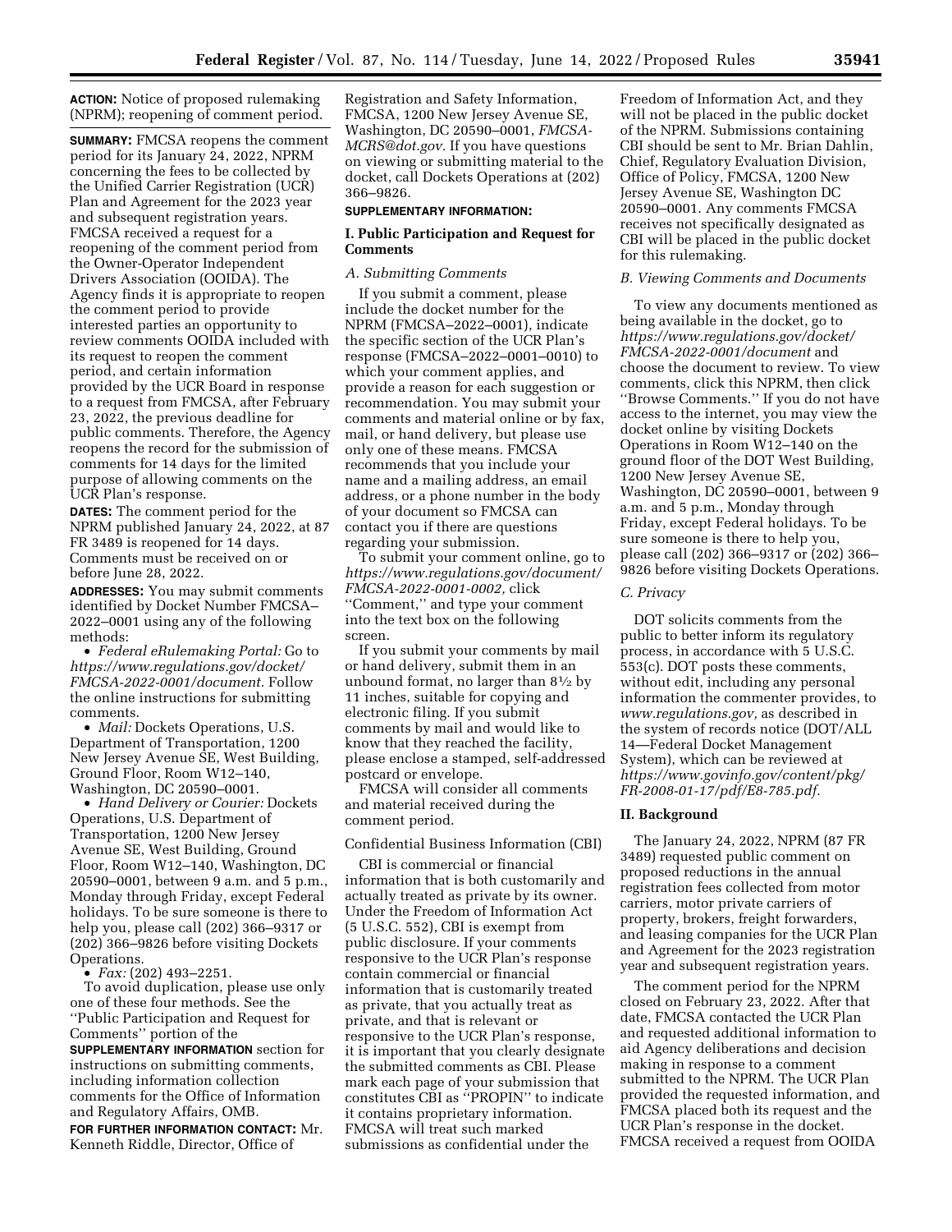**ACTION:** Notice of proposed rulemaking (NPRM); reopening of comment period.

**SUMMARY:** FMCSA reopens the comment period for its January 24, 2022, NPRM concerning the fees to be collected by the Unified Carrier Registration (UCR) Plan and Agreement for the 2023 year and subsequent registration years. FMCSA received a request for a reopening of the comment period from the Owner-Operator Independent Drivers Association (OOIDA). The Agency finds it is appropriate to reopen the comment period to provide interested parties an opportunity to review comments OOIDA included with its request to reopen the comment period, and certain information provided by the UCR Board in response to a request from FMCSA, after February 23, 2022, the previous deadline for public comments. Therefore, the Agency reopens the record for the submission of comments for 14 days for the limited purpose of allowing comments on the UCR Plan's response.

**DATES:** The comment period for the NPRM published January 24, 2022, at 87 FR 3489 is reopened for 14 days. Comments must be received on or before June 28, 2022.

**ADDRESSES:** You may submit comments identified by Docket Number FMCSA–2022–0001 using any of the following methods:

- *Federal eRulemaking Portal:* Go to *https://www.regulations.gov/docket/FMCSA-2022-0001/document.* Follow the online instructions for submitting comments.
- *Mail:* Dockets Operations, U.S. Department of Transportation, 1200 New Jersey Avenue SE, West Building, Ground Floor, Room W12–140, Washington, DC 20590–0001.
- *Hand Delivery or Courier:* Dockets Operations, U.S. Department of Transportation, 1200 New Jersey Avenue SE, West Building, Ground Floor, Room W12–140, Washington, DC 20590–0001, between 9 a.m. and 5 p.m., Monday through Friday, except Federal holidays. To be sure someone is there to help you, please call (202) 366–9317 or (202) 366–9826 before visiting Dockets Operations.
- *Fax:* (202) 493–2251.

To avoid duplication, please use only one of these four methods. See the ''Public Participation and Request for Comments'' portion of the **SUPPLEMENTARY INFORMATION** section for instructions on submitting comments, including information collection comments for the Office of Information and Regulatory Affairs, OMB.

**FOR FURTHER INFORMATION CONTACT:** Mr. Kenneth Riddle, Director, Office of Registration and Safety Information, FMCSA, 1200 New Jersey Avenue SE, Washington, DC 20590–0001, *FMCSA-MCRS@dot.gov.* If you have questions on viewing or submitting material to the docket, call Dockets Operations at (202) 366–9826.

**SUPPLEMENTARY INFORMATION:**

## I. Public Participation and Request for Comments

### A. Submitting Comments

If you submit a comment, please include the docket number for the NPRM (FMCSA–2022–0001), indicate the specific section of the UCR Plan's response (FMCSA–2022–0001–0010) to which your comment applies, and provide a reason for each suggestion or recommendation. You may submit your comments and material online or by fax, mail, or hand delivery, but please use only one of these means. FMCSA recommends that you include your name and a mailing address, an email address, or a phone number in the body of your document so FMCSA can contact you if there are questions regarding your submission.

To submit your comment online, go to *https://www.regulations.gov/document/FMCSA-2022-0001-0002,* click ''Comment,'' and type your comment into the text box on the following screen.

If you submit your comments by mail or hand delivery, submit them in an unbound format, no larger than 8½ by 11 inches, suitable for copying and electronic filing. If you submit comments by mail and would like to know that they reached the facility, please enclose a stamped, self-addressed postcard or envelope.

FMCSA will consider all comments and material received during the comment period.

Confidential Business Information (CBI)

CBI is commercial or financial information that is both customarily and actually treated as private by its owner. Under the Freedom of Information Act (5 U.S.C. 552), CBI is exempt from public disclosure. If your comments responsive to the UCR Plan's response contain commercial or financial information that is customarily treated as private, that you actually treat as private, and that is relevant or responsive to the UCR Plan's response, it is important that you clearly designate the submitted comments as CBI. Please mark each page of your submission that constitutes CBI as ''PROPIN'' to indicate it contains proprietary information. FMCSA will treat such marked submissions as confidential under the Freedom of Information Act, and they will not be placed in the public docket of the NPRM. Submissions containing CBI should be sent to Mr. Brian Dahlin, Chief, Regulatory Evaluation Division, Office of Policy, FMCSA, 1200 New Jersey Avenue SE, Washington DC 20590–0001. Any comments FMCSA receives not specifically designated as CBI will be placed in the public docket for this rulemaking.

### B. Viewing Comments and Documents

To view any documents mentioned as being available in the docket, go to *https://www.regulations.gov/docket/FMCSA-2022-0001/document* and choose the document to review. To view comments, click this NPRM, then click ''Browse Comments.'' If you do not have access to the internet, you may view the docket online by visiting Dockets Operations in Room W12–140 on the ground floor of the DOT West Building, 1200 New Jersey Avenue SE, Washington, DC 20590–0001, between 9 a.m. and 5 p.m., Monday through Friday, except Federal holidays. To be sure someone is there to help you, please call (202) 366–9317 or (202) 366–9826 before visiting Dockets Operations.

### C. Privacy

DOT solicits comments from the public to better inform its regulatory process, in accordance with 5 U.S.C. 553(c). DOT posts these comments, without edit, including any personal information the commenter provides, to *www.regulations.gov,* as described in the system of records notice (DOT/ALL 14—Federal Docket Management System), which can be reviewed at *https://www.govinfo.gov/content/pkg/FR-2008-01-17/pdf/E8-785.pdf.*

## II. Background

The January 24, 2022, NPRM (87 FR 3489) requested public comment on proposed reductions in the annual registration fees collected from motor carriers, motor private carriers of property, brokers, freight forwarders, and leasing companies for the UCR Plan and Agreement for the 2023 registration year and subsequent registration years.

The comment period for the NPRM closed on February 23, 2022. After that date, FMCSA contacted the UCR Plan and requested additional information to aid Agency deliberations and decision making in response to a comment submitted to the NPRM. The UCR Plan provided the requested information, and FMCSA placed both its request and the UCR Plan's response in the docket. FMCSA received a request from OOIDA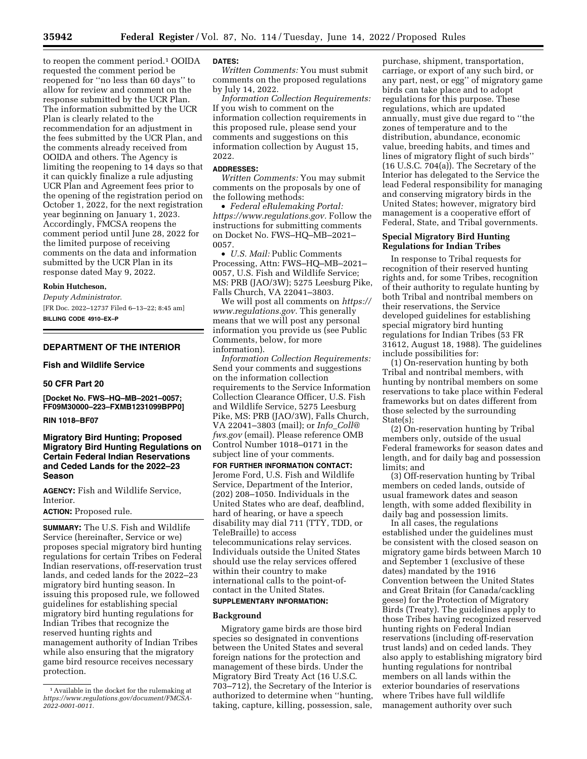to reopen the comment period.[1] OOIDA requested the comment period be reopened for ''no less than 60 days'' to allow for review and comment on the response submitted by the UCR Plan. The information submitted by the UCR Plan is clearly related to the recommendation for an adjustment in the fees submitted by the UCR Plan, and the comments already received from OOIDA and others. The Agency is limiting the reopening to 14 days so that it can quickly finalize a rule adjusting UCR Plan and Agreement fees prior to the opening of the registration period on October 1, 2022, for the next registration year beginning on January 1, 2023. Accordingly, FMCSA reopens the comment period until June 28, 2022 for the limited purpose of receiving comments on the data and information submitted by the UCR Plan in its response dated May 9, 2022.

**Robin Hutcheson,**

*Deputy Administrator.*

[FR Doc. 2022–12737 Filed 6–13–22; 8:45 am]

**BILLING CODE 4910–EX–P**

[1] Available in the docket for the rulemaking at *https://www.regulations.gov/document/FMCSA-2022-0001-0011.*

## DEPARTMENT OF THE INTERIOR

### Fish and Wildlife Service

### 50 CFR Part 20

**[Docket No. FWS–HQ–MB–2021–0057; FF09M30000–223–FXMB1231099BPP0]**

**RIN 1018–BF07**

### Migratory Bird Hunting; Proposed Migratory Bird Hunting Regulations on Certain Federal Indian Reservations and Ceded Lands for the 2022–23 Season

**AGENCY:** Fish and Wildlife Service, Interior.

**ACTION:** Proposed rule.

**SUMMARY:** The U.S. Fish and Wildlife Service (hereinafter, Service or we) proposes special migratory bird hunting regulations for certain Tribes on Federal Indian reservations, off-reservation trust lands, and ceded lands for the 2022–23 migratory bird hunting season. In issuing this proposed rule, we followed guidelines for establishing special migratory bird hunting regulations for Indian Tribes that recognize the reserved hunting rights and management authority of Indian Tribes while also ensuring that the migratory game bird resource receives necessary protection.

**DATES:**

*Written Comments:* You must submit comments on the proposed regulations by July 14, 2022.

*Information Collection Requirements:* If you wish to comment on the information collection requirements in this proposed rule, please send your comments and suggestions on this information collection by August 15, 2022.

**ADDRESSES:**

*Written Comments:* You may submit comments on the proposals by one of the following methods:

- *Federal eRulemaking Portal: https://www.regulations.gov.* Follow the instructions for submitting comments on Docket No. FWS–HQ–MB–2021–0057.
- *U.S. Mail:* Public Comments Processing, Attn: FWS–HQ–MB–2021–0057, U.S. Fish and Wildlife Service; MS: PRB (JAO/3W); 5275 Leesburg Pike, Falls Church, VA 22041–3803.

We will post all comments on *https://www.regulations.gov.* This generally means that we will post any personal information you provide us (see Public Comments, below, for more information).

*Information Collection Requirements:* Send your comments and suggestions on the information collection requirements to the Service Information Collection Clearance Officer, U.S. Fish and Wildlife Service, 5275 Leesburg Pike, MS: PRB (JAO/3W), Falls Church, VA 22041–3803 (mail); or *Info_Coll@fws.gov* (email). Please reference OMB Control Number 1018–0171 in the subject line of your comments.

**FOR FURTHER INFORMATION CONTACT:** Jerome Ford, U.S. Fish and Wildlife Service, Department of the Interior, (202) 208–1050. Individuals in the United States who are deaf, deafblind, hard of hearing, or have a speech disability may dial 711 (TTY, TDD, or TeleBraille) to access telecommunications relay services. Individuals outside the United States should use the relay services offered within their country to make international calls to the point-of-contact in the United States.

**SUPPLEMENTARY INFORMATION:**

### Background

Migratory game birds are those bird species so designated in conventions between the United States and several foreign nations for the protection and management of these birds. Under the Migratory Bird Treaty Act (16 U.S.C. 703–712), the Secretary of the Interior is authorized to determine when ''hunting, taking, capture, killing, possession, sale, purchase, shipment, transportation, carriage, or export of any such bird, or any part, nest, or egg'' of migratory game birds can take place and to adopt regulations for this purpose. These regulations, which are updated annually, must give due regard to ''the zones of temperature and to the distribution, abundance, economic value, breeding habits, and times and lines of migratory flight of such birds'' (16 U.S.C. 704(a)). The Secretary of the Interior has delegated to the Service the lead Federal responsibility for managing and conserving migratory birds in the United States; however, migratory bird management is a cooperative effort of Federal, State, and Tribal governments.

### Special Migratory Bird Hunting Regulations for Indian Tribes

In response to Tribal requests for recognition of their reserved hunting rights and, for some Tribes, recognition of their authority to regulate hunting by both Tribal and nontribal members on their reservations, the Service developed guidelines for establishing special migratory bird hunting regulations for Indian Tribes (53 FR 31612, August 18, 1988). The guidelines include possibilities for:

(1) On-reservation hunting by both Tribal and nontribal members, with hunting by nontribal members on some reservations to take place within Federal frameworks but on dates different from those selected by the surrounding State(s);

(2) On-reservation hunting by Tribal members only, outside of the usual Federal frameworks for season dates and length, and for daily bag and possession limits; and

(3) Off-reservation hunting by Tribal members on ceded lands, outside of usual framework dates and season length, with some added flexibility in daily bag and possession limits.

In all cases, the regulations established under the guidelines must be consistent with the closed season on migratory game birds between March 10 and September 1 (exclusive of these dates) mandated by the 1916 Convention between the United States and Great Britain (for Canada/cackling geese) for the Protection of Migratory Birds (Treaty). The guidelines apply to those Tribes having recognized reserved hunting rights on Federal Indian reservations (including off-reservation trust lands) and on ceded lands. They also apply to establishing migratory bird hunting regulations for nontribal members on all lands within the exterior boundaries of reservations where Tribes have full wildlife management authority over such